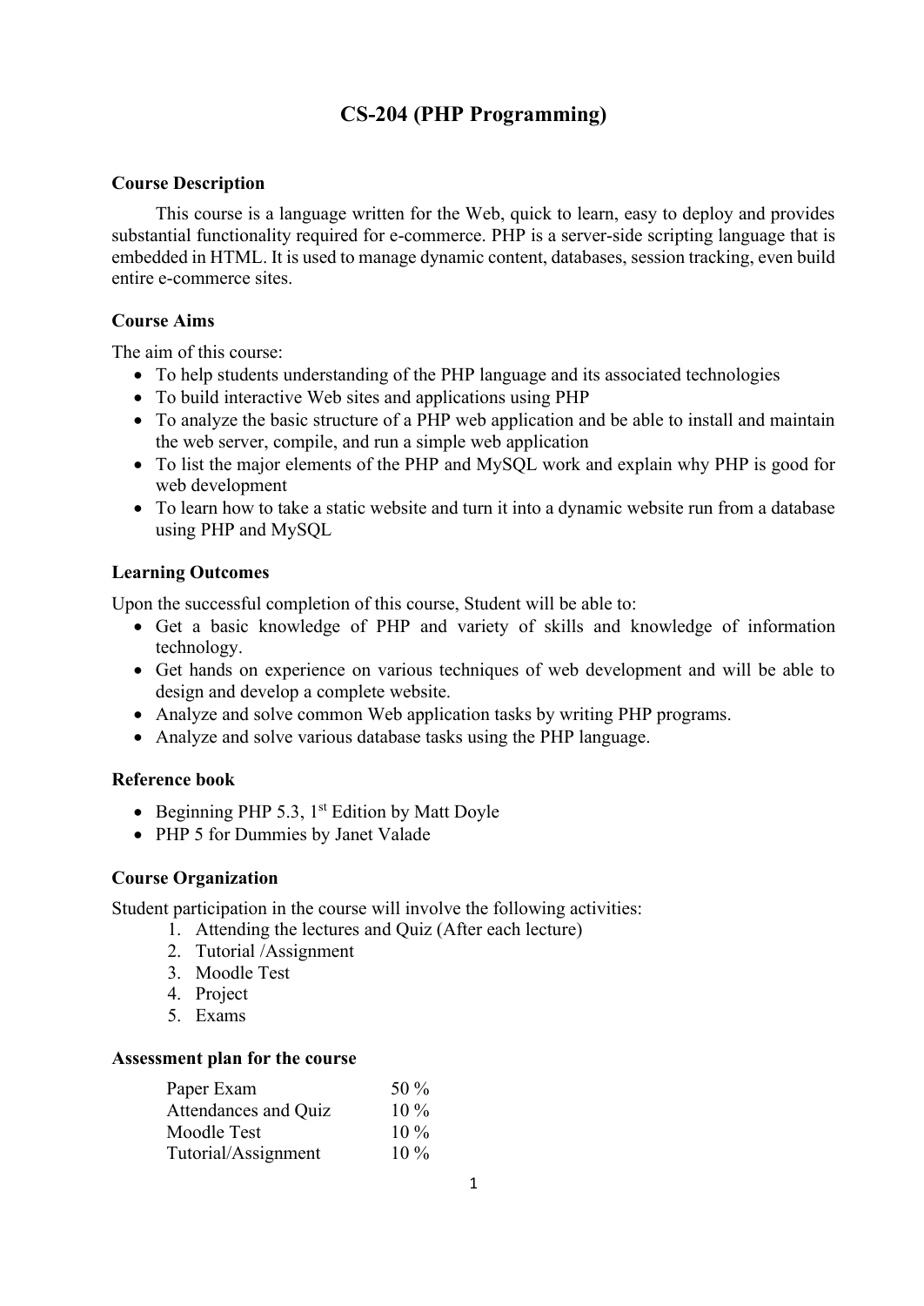# CS-204 (PHP Programming)

## Course Description

This course is a language written for the Web, quick to learn, easy to deploy and provides substantial functionality required for e-commerce. PHP is a server-side scripting language that is embedded in HTML. It is used to manage dynamic content, databases, session tracking, even build entire e-commerce sites.

## Course Aims

The aim of this course:

- To help students understanding of the PHP language and its associated technologies
- To build interactive Web sites and applications using PHP
- To analyze the basic structure of a PHP web application and be able to install and maintain the web server, compile, and run a simple web application
- To list the major elements of the PHP and MySQL work and explain why PHP is good for web development
- To learn how to take a static website and turn it into a dynamic website run from a database using PHP and MySQL

## Learning Outcomes

Upon the successful completion of this course, Student will be able to:

- Get a basic knowledge of PHP and variety of skills and knowledge of information technology.
- Get hands on experience on various techniques of web development and will be able to design and develop a complete website.
- Analyze and solve common Web application tasks by writing PHP programs.
- Analyze and solve various database tasks using the PHP language.

## Reference book

- Beginning PHP 5.3, 1st Edition by Matt Doyle
- PHP 5 for Dummies by Janet Valade

## Course Organization

Student participation in the course will involve the following activities:

1. Attending the lectures and Quiz (After each lecture)
2. Tutorial /Assignment
3. Moodle Test
4. Project
5. Exams

## Assessment plan for the course

| | |
|---|---|
| Paper Exam | 50 % |
| Attendances and Quiz | 10 % |
| Moodle Test | 10 % |
| Tutorial/Assignment | 10 % |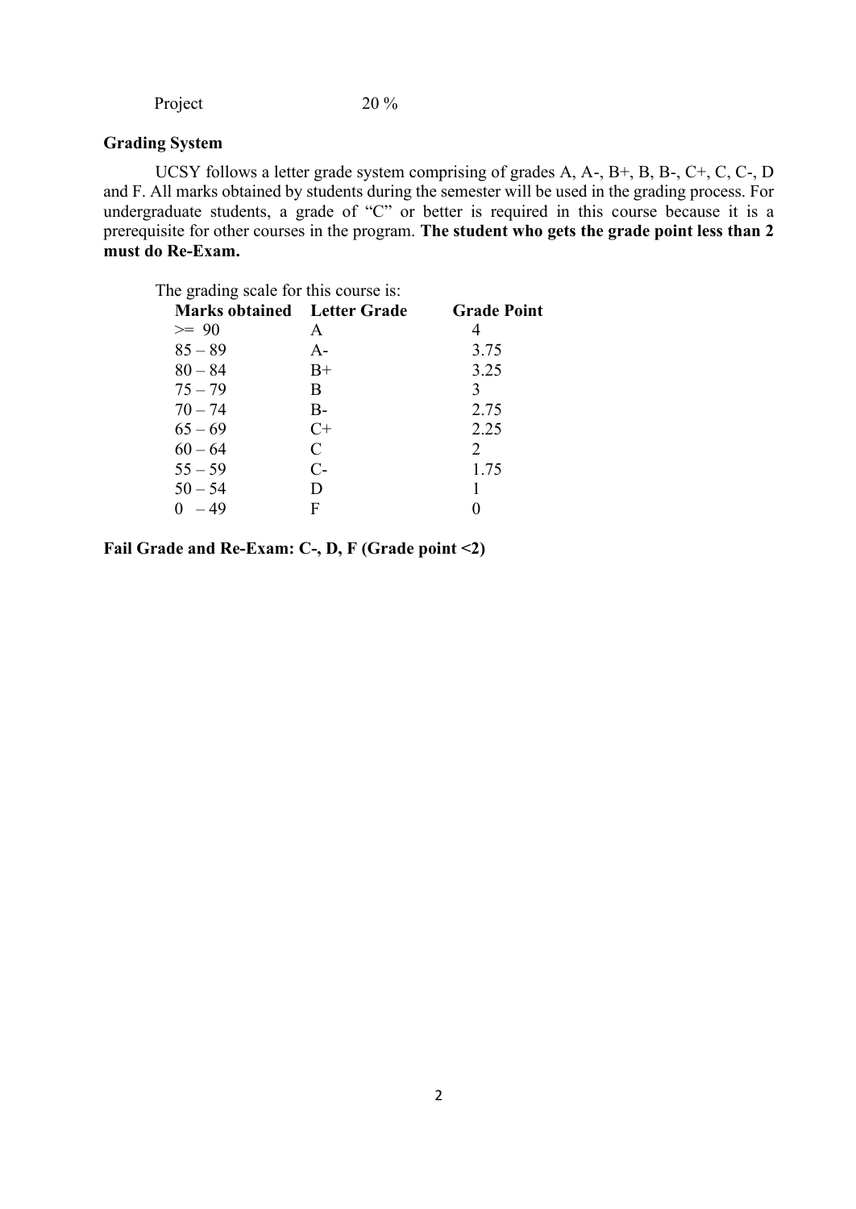Project 20 %

**Grading System**

UCSY follows a letter grade system comprising of grades A, A-, B+, B, B-, C+, C, C-, D and F. All marks obtained by students during the semester will be used in the grading process. For undergraduate students, a grade of "C" or better is required in this course because it is a prerequisite for other courses in the program. **The student who gets the grade point less than 2 must do Re-Exam.**

The grading scale for this course is:

| Marks obtained | Letter Grade | Grade Point |
|---|---|---|
| >= 90 | A | 4 |
| 85 – 89 | A- | 3.75 |
| 80 – 84 | B+ | 3.25 |
| 75 – 79 | B | 3 |
| 70 – 74 | B- | 2.75 |
| 65 – 69 | C+ | 2.25 |
| 60 – 64 | C | 2 |
| 55 – 59 | C- | 1.75 |
| 50 – 54 | D | 1 |
| 0 – 49 | F | 0 |

**Fail Grade and Re-Exam: C-, D, F (Grade point <2)**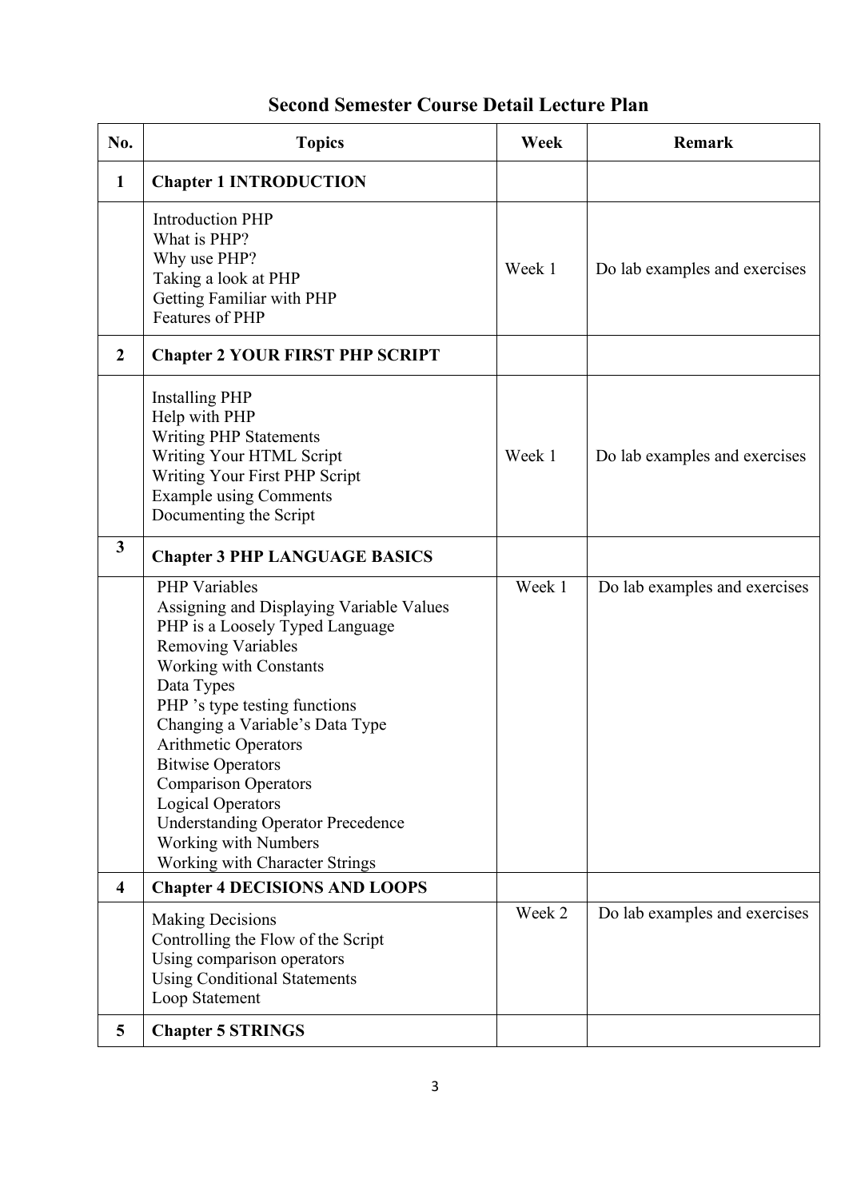## Second Semester Course Detail Lecture Plan

| No. | Topics | Week | Remark |
|---|---|---|---|
| **1** | **Chapter 1 INTRODUCTION** | | |
| | Introduction PHP<br>What is PHP?<br>Why use PHP?<br>Taking a look at PHP<br>Getting Familiar with PHP<br>Features of PHP | Week 1 | Do lab examples and exercises |
| **2** | **Chapter 2 YOUR FIRST PHP SCRIPT** | | |
| | Installing PHP<br>Help with PHP<br>Writing PHP Statements<br>Writing Your HTML Script<br>Writing Your First PHP Script<br>Example using Comments<br>Documenting the Script | Week 1 | Do lab examples and exercises |
| **3** | **Chapter 3 PHP LANGUAGE BASICS** | | |
| | PHP Variables<br>Assigning and Displaying Variable Values<br>PHP is a Loosely Typed Language<br>Removing Variables<br>Working with Constants<br>Data Types<br>PHP 's type testing functions<br>Changing a Variable's Data Type<br>Arithmetic Operators<br>Bitwise Operators<br>Comparison Operators<br>Logical Operators<br>Understanding Operator Precedence<br>Working with Numbers<br>Working with Character Strings | Week 1 | Do lab examples and exercises |
| **4** | **Chapter 4 DECISIONS AND LOOPS** | | |
| | Making Decisions<br>Controlling the Flow of the Script<br>Using comparison operators<br>Using Conditional Statements<br>Loop Statement | Week 2 | Do lab examples and exercises |
| **5** | **Chapter 5 STRINGS** | | |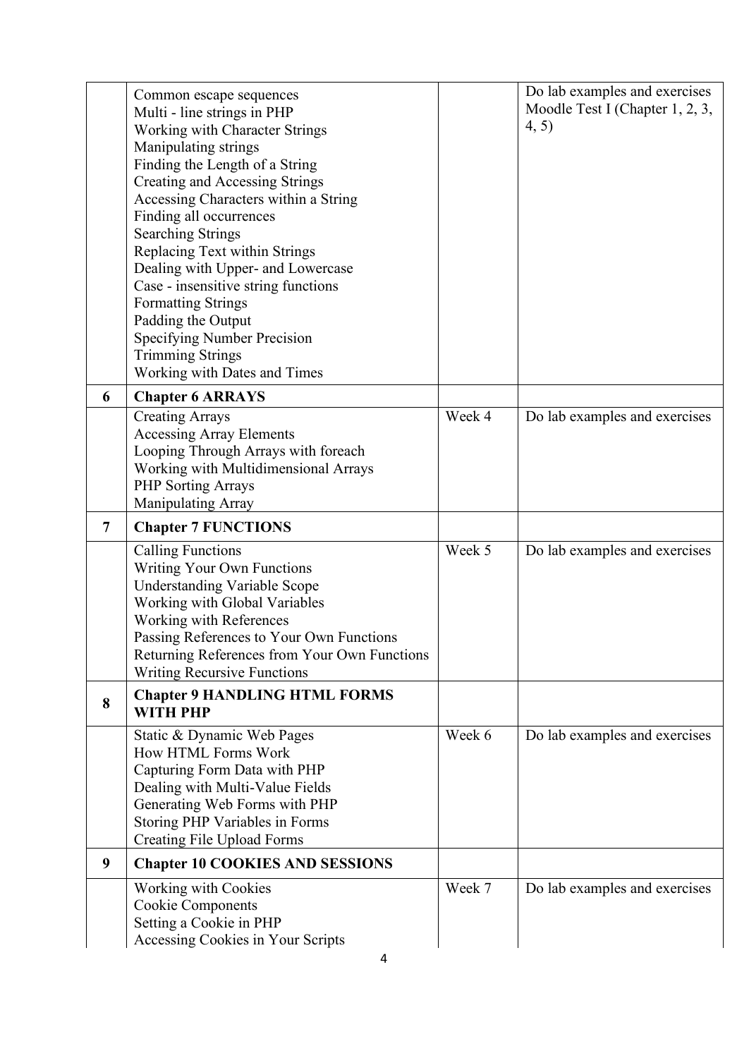| | | | |
|---|---|---|---|
| | Common escape sequences<br>Multi - line strings in PHP<br>Working with Character Strings<br>Manipulating strings<br>Finding the Length of a String<br>Creating and Accessing Strings<br>Accessing Characters within a String<br>Finding all occurrences<br>Searching Strings<br>Replacing Text within Strings<br>Dealing with Upper- and Lowercase<br>Case - insensitive string functions<br>Formatting Strings<br>Padding the Output<br>Specifying Number Precision<br>Trimming Strings<br>Working with Dates and Times | | Do lab examples and exercises<br>Moodle Test I (Chapter 1, 2, 3, 4, 5) |
| **6** | **Chapter 6 ARRAYS** | | |
| | Creating Arrays<br>Accessing Array Elements<br>Looping Through Arrays with foreach<br>Working with Multidimensional Arrays<br>PHP Sorting Arrays<br>Manipulating Array | Week 4 | Do lab examples and exercises |
| **7** | **Chapter 7 FUNCTIONS** | | |
| | Calling Functions<br>Writing Your Own Functions<br>Understanding Variable Scope<br>Working with Global Variables<br>Working with References<br>Passing References to Your Own Functions<br>Returning References from Your Own Functions<br>Writing Recursive Functions | Week 5 | Do lab examples and exercises |
| **8** | **Chapter 9 HANDLING HTML FORMS WITH PHP** | | |
| | Static & Dynamic Web Pages<br>How HTML Forms Work<br>Capturing Form Data with PHP<br>Dealing with Multi-Value Fields<br>Generating Web Forms with PHP<br>Storing PHP Variables in Forms<br>Creating File Upload Forms | Week 6 | Do lab examples and exercises |
| **9** | **Chapter 10 COOKIES AND SESSIONS** | | |
| | Working with Cookies<br>Cookie Components<br>Setting a Cookie in PHP<br>Accessing Cookies in Your Scripts | Week 7 | Do lab examples and exercises |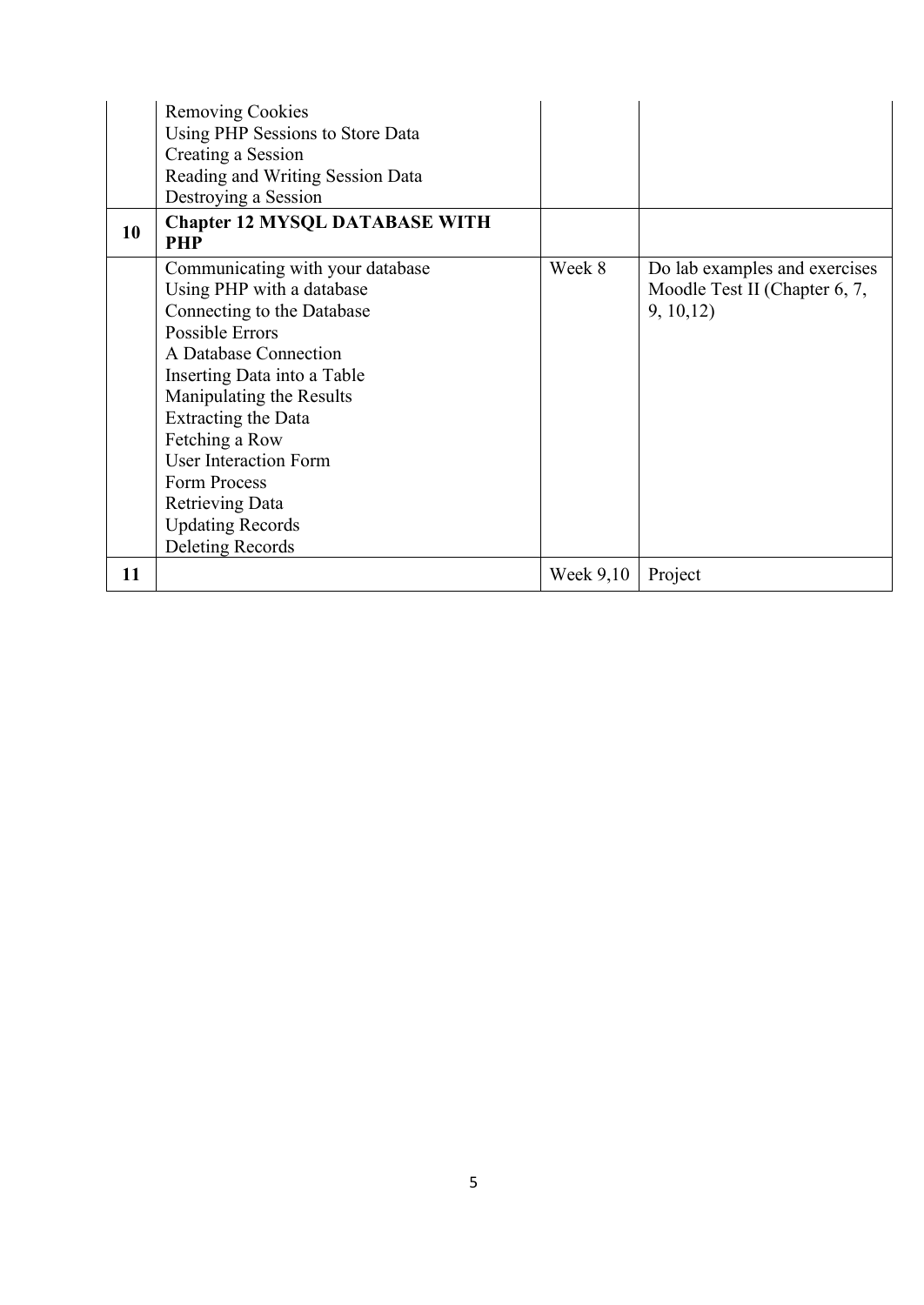| | | | |
|---|---|---|---|
| | Removing Cookies<br>Using PHP Sessions to Store Data<br>Creating a Session<br>Reading and Writing Session Data<br>Destroying a Session | | |
| **10** | **Chapter 12 MYSQL DATABASE WITH PHP** | | |
| | Communicating with your database<br>Using PHP with a database<br>Connecting to the Database<br>Possible Errors<br>A Database Connection<br>Inserting Data into a Table<br>Manipulating the Results<br>Extracting the Data<br>Fetching a Row<br>User Interaction Form<br>Form Process<br>Retrieving Data<br>Updating Records<br>Deleting Records | Week 8 | Do lab examples and exercises<br>Moodle Test II (Chapter 6, 7, 9, 10,12) |
| **11** | | Week 9,10 | Project |